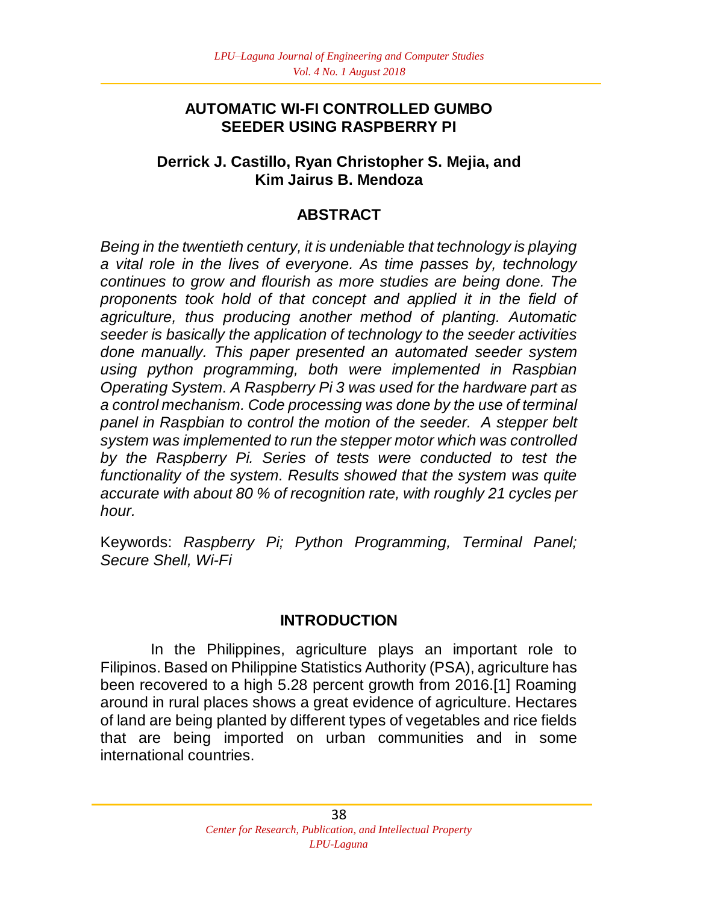# AUTOMATIC WI-FI CONTROLLED GUMBO SEEDER USING RASPBERRY PI

**Derrick J. Castillo, Ryan Christopher S. Mejia, and Kim Jairus B. Mendoza**

## ABSTRACT

*Being in the twentieth century, it is undeniable that technology is playing a vital role in the lives of everyone. As time passes by, technology continues to grow and flourish as more studies are being done. The proponents took hold of that concept and applied it in the field of agriculture, thus producing another method of planting. Automatic seeder is basically the application of technology to the seeder activities done manually. This paper presented an automated seeder system using python programming, both were implemented in Raspbian Operating System. A Raspberry Pi 3 was used for the hardware part as a control mechanism. Code processing was done by the use of terminal panel in Raspbian to control the motion of the seeder. A stepper belt system was implemented to run the stepper motor which was controlled by the Raspberry Pi. Series of tests were conducted to test the functionality of the system. Results showed that the system was quite accurate with about 80 % of recognition rate, with roughly 21 cycles per hour.*

Keywords: *Raspberry Pi; Python Programming, Terminal Panel; Secure Shell, Wi-Fi*

## INTRODUCTION

In the Philippines, agriculture plays an important role to Filipinos. Based on Philippine Statistics Authority (PSA), agriculture has been recovered to a high 5.28 percent growth from 2016.[1] Roaming around in rural places shows a great evidence of agriculture. Hectares of land are being planted by different types of vegetables and rice fields that are being imported on urban communities and in some international countries.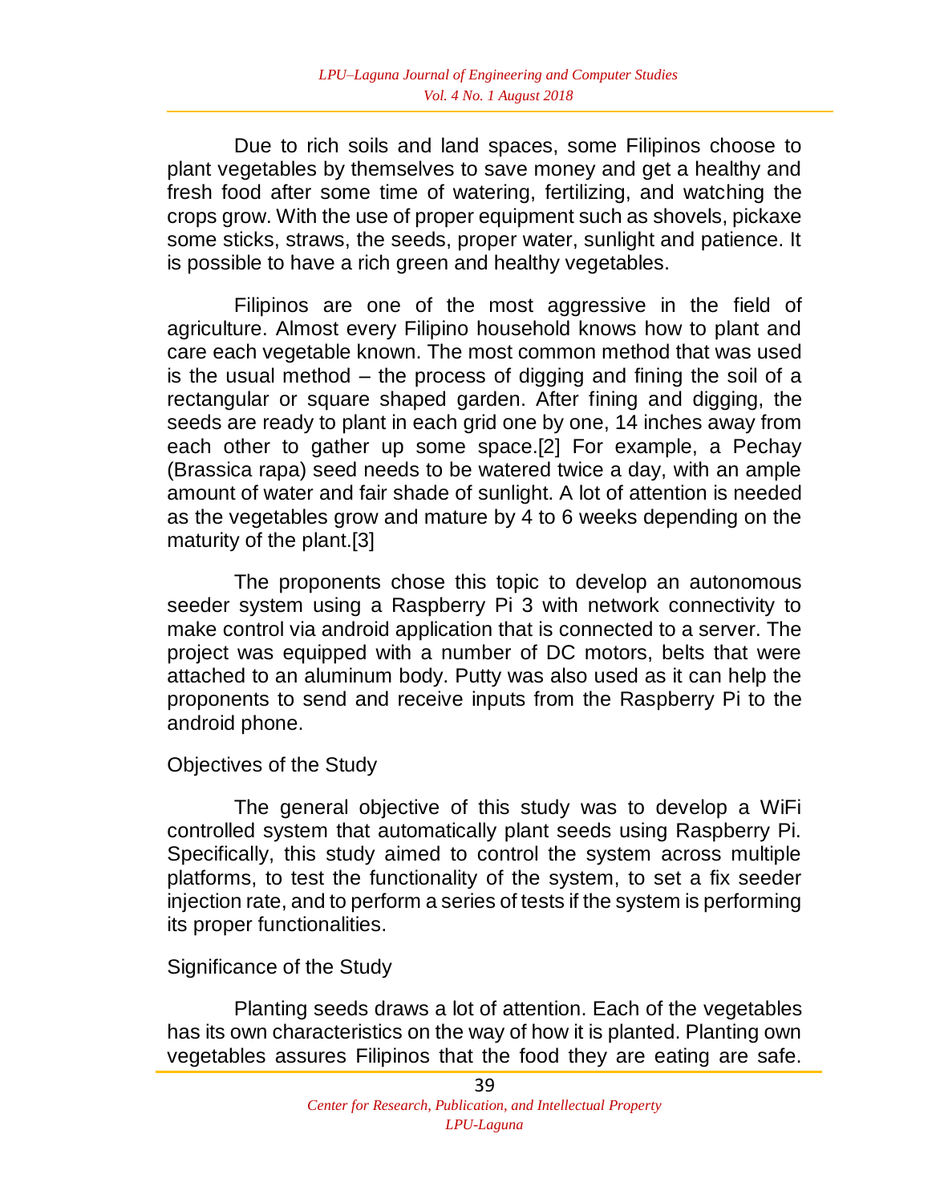Due to rich soils and land spaces, some Filipinos choose to plant vegetables by themselves to save money and get a healthy and fresh food after some time of watering, fertilizing, and watching the crops grow. With the use of proper equipment such as shovels, pickaxe some sticks, straws, the seeds, proper water, sunlight and patience. It is possible to have a rich green and healthy vegetables.

Filipinos are one of the most aggressive in the field of agriculture. Almost every Filipino household knows how to plant and care each vegetable known. The most common method that was used is the usual method – the process of digging and fining the soil of a rectangular or square shaped garden. After fining and digging, the seeds are ready to plant in each grid one by one, 14 inches away from each other to gather up some space.[2] For example, a Pechay (Brassica rapa) seed needs to be watered twice a day, with an ample amount of water and fair shade of sunlight. A lot of attention is needed as the vegetables grow and mature by 4 to 6 weeks depending on the maturity of the plant.[3]

The proponents chose this topic to develop an autonomous seeder system using a Raspberry Pi 3 with network connectivity to make control via android application that is connected to a server. The project was equipped with a number of DC motors, belts that were attached to an aluminum body. Putty was also used as it can help the proponents to send and receive inputs from the Raspberry Pi to the android phone.

## Objectives of the Study

The general objective of this study was to develop a WiFi controlled system that automatically plant seeds using Raspberry Pi. Specifically, this study aimed to control the system across multiple platforms, to test the functionality of the system, to set a fix seeder injection rate, and to perform a series of tests if the system is performing its proper functionalities.

## Significance of the Study

Planting seeds draws a lot of attention. Each of the vegetables has its own characteristics on the way of how it is planted. Planting own vegetables assures Filipinos that the food they are eating are safe.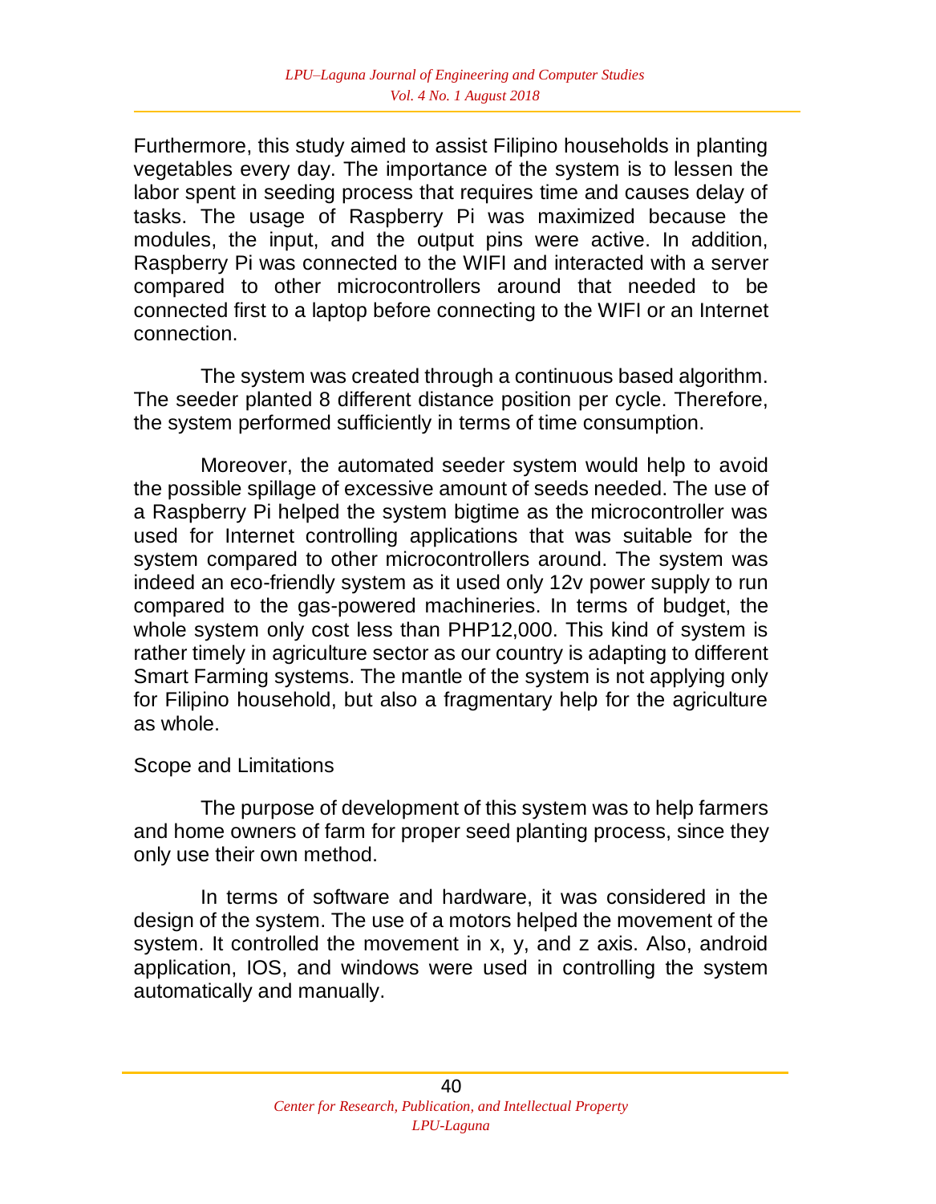Furthermore, this study aimed to assist Filipino households in planting vegetables every day. The importance of the system is to lessen the labor spent in seeding process that requires time and causes delay of tasks. The usage of Raspberry Pi was maximized because the modules, the input, and the output pins were active. In addition, Raspberry Pi was connected to the WIFI and interacted with a server compared to other microcontrollers around that needed to be connected first to a laptop before connecting to the WIFI or an Internet connection.

The system was created through a continuous based algorithm. The seeder planted 8 different distance position per cycle. Therefore, the system performed sufficiently in terms of time consumption.

Moreover, the automated seeder system would help to avoid the possible spillage of excessive amount of seeds needed. The use of a Raspberry Pi helped the system bigtime as the microcontroller was used for Internet controlling applications that was suitable for the system compared to other microcontrollers around. The system was indeed an eco-friendly system as it used only 12v power supply to run compared to the gas-powered machineries. In terms of budget, the whole system only cost less than PHP12,000. This kind of system is rather timely in agriculture sector as our country is adapting to different Smart Farming systems. The mantle of the system is not applying only for Filipino household, but also a fragmentary help for the agriculture as whole.

## Scope and Limitations

The purpose of development of this system was to help farmers and home owners of farm for proper seed planting process, since they only use their own method.

In terms of software and hardware, it was considered in the design of the system. The use of a motors helped the movement of the system. It controlled the movement in x, y, and z axis. Also, android application, IOS, and windows were used in controlling the system automatically and manually.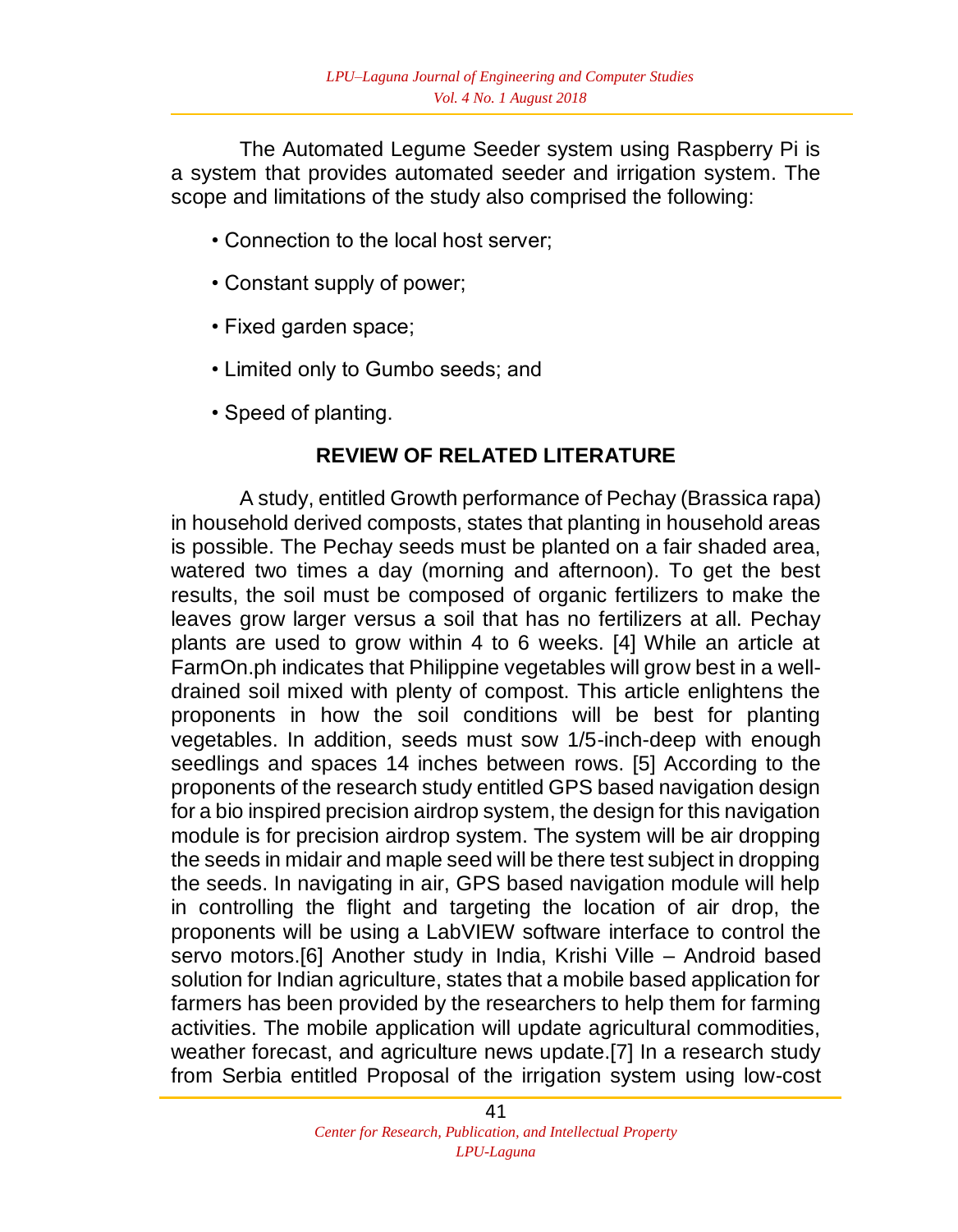The Automated Legume Seeder system using Raspberry Pi is a system that provides automated seeder and irrigation system. The scope and limitations of the study also comprised the following:

- Connection to the local host server;
- Constant supply of power;
- Fixed garden space;
- Limited only to Gumbo seeds; and
- Speed of planting.

## REVIEW OF RELATED LITERATURE

A study, entitled Growth performance of Pechay (Brassica rapa) in household derived composts, states that planting in household areas is possible. The Pechay seeds must be planted on a fair shaded area, watered two times a day (morning and afternoon). To get the best results, the soil must be composed of organic fertilizers to make the leaves grow larger versus a soil that has no fertilizers at all. Pechay plants are used to grow within 4 to 6 weeks. [4] While an article at FarmOn.ph indicates that Philippine vegetables will grow best in a well-drained soil mixed with plenty of compost. This article enlightens the proponents in how the soil conditions will be best for planting vegetables. In addition, seeds must sow 1/5-inch-deep with enough seedlings and spaces 14 inches between rows. [5] According to the proponents of the research study entitled GPS based navigation design for a bio inspired precision airdrop system, the design for this navigation module is for precision airdrop system. The system will be air dropping the seeds in midair and maple seed will be there test subject in dropping the seeds. In navigating in air, GPS based navigation module will help in controlling the flight and targeting the location of air drop, the proponents will be using a LabVIEW software interface to control the servo motors.[6] Another study in India, Krishi Ville – Android based solution for Indian agriculture, states that a mobile based application for farmers has been provided by the researchers to help them for farming activities. The mobile application will update agricultural commodities, weather forecast, and agriculture news update.[7] In a research study from Serbia entitled Proposal of the irrigation system using low-cost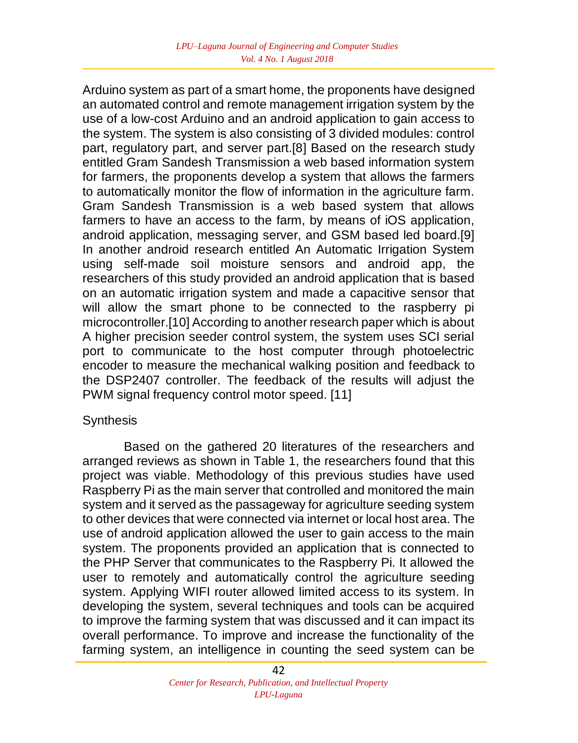Arduino system as part of a smart home, the proponents have designed an automated control and remote management irrigation system by the use of a low-cost Arduino and an android application to gain access to the system. The system is also consisting of 3 divided modules: control part, regulatory part, and server part.[8] Based on the research study entitled Gram Sandesh Transmission a web based information system for farmers, the proponents develop a system that allows the farmers to automatically monitor the flow of information in the agriculture farm. Gram Sandesh Transmission is a web based system that allows farmers to have an access to the farm, by means of iOS application, android application, messaging server, and GSM based led board.[9] In another android research entitled An Automatic Irrigation System using self-made soil moisture sensors and android app, the researchers of this study provided an android application that is based on an automatic irrigation system and made a capacitive sensor that will allow the smart phone to be connected to the raspberry pi microcontroller.[10] According to another research paper which is about A higher precision seeder control system, the system uses SCI serial port to communicate to the host computer through photoelectric encoder to measure the mechanical walking position and feedback to the DSP2407 controller. The feedback of the results will adjust the PWM signal frequency control motor speed. [11]

## Synthesis

Based on the gathered 20 literatures of the researchers and arranged reviews as shown in Table 1, the researchers found that this project was viable. Methodology of this previous studies have used Raspberry Pi as the main server that controlled and monitored the main system and it served as the passageway for agriculture seeding system to other devices that were connected via internet or local host area. The use of android application allowed the user to gain access to the main system. The proponents provided an application that is connected to the PHP Server that communicates to the Raspberry Pi. It allowed the user to remotely and automatically control the agriculture seeding system. Applying WIFI router allowed limited access to its system. In developing the system, several techniques and tools can be acquired to improve the farming system that was discussed and it can impact its overall performance. To improve and increase the functionality of the farming system, an intelligence in counting the seed system can be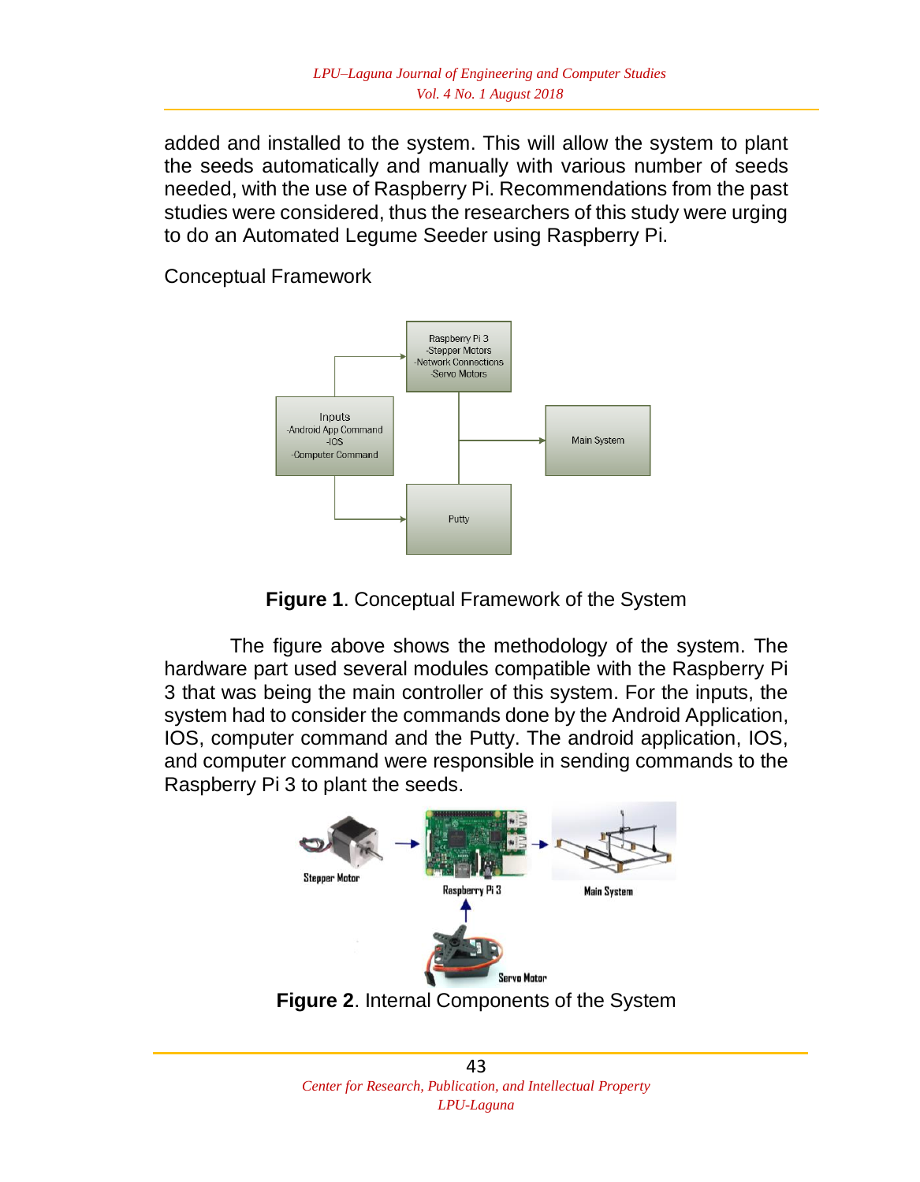added and installed to the system. This will allow the system to plant the seeds automatically and manually with various number of seeds needed, with the use of Raspberry Pi. Recommendations from the past studies were considered, thus the researchers of this study were urging to do an Automated Legume Seeder using Raspberry Pi.

## Conceptual Framework

**Figure 1**. Conceptual Framework of the System

The figure above shows the methodology of the system. The hardware part used several modules compatible with the Raspberry Pi 3 that was being the main controller of this system. For the inputs, the system had to consider the commands done by the Android Application, IOS, computer command and the Putty. The android application, IOS, and computer command were responsible in sending commands to the Raspberry Pi 3 to plant the seeds.

**Figure 2**. Internal Components of the System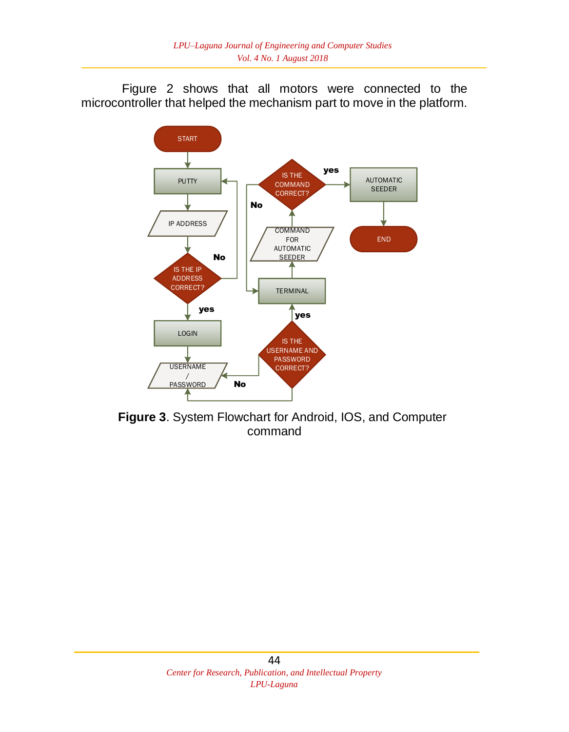Figure 2 shows that all motors were connected to the microcontroller that helped the mechanism part to move in the platform.

**Figure 3**. System Flowchart for Android, IOS, and Computer command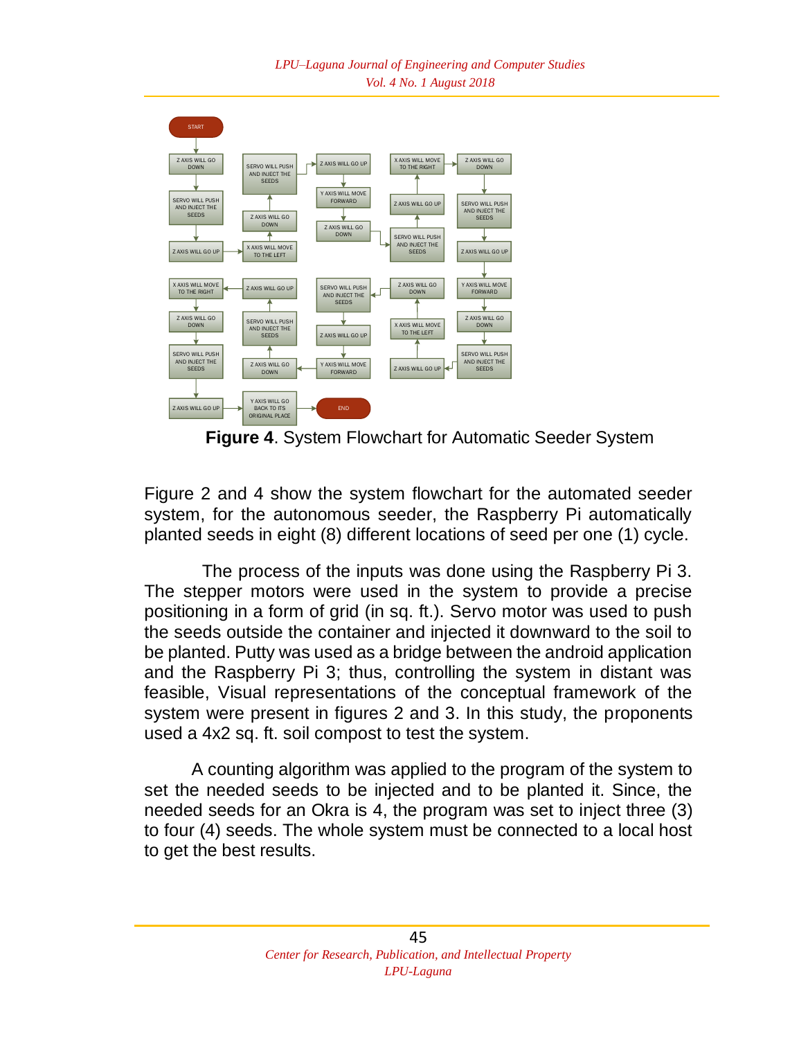**Figure 4**. System Flowchart for Automatic Seeder System

Figure 2 and 4 show the system flowchart for the automated seeder system, for the autonomous seeder, the Raspberry Pi automatically planted seeds in eight (8) different locations of seed per one (1) cycle.

The process of the inputs was done using the Raspberry Pi 3. The stepper motors were used in the system to provide a precise positioning in a form of grid (in sq. ft.). Servo motor was used to push the seeds outside the container and injected it downward to the soil to be planted. Putty was used as a bridge between the android application and the Raspberry Pi 3; thus, controlling the system in distant was feasible, Visual representations of the conceptual framework of the system were present in figures 2 and 3. In this study, the proponents used a 4x2 sq. ft. soil compost to test the system.

A counting algorithm was applied to the program of the system to set the needed seeds to be injected and to be planted it. Since, the needed seeds for an Okra is 4, the program was set to inject three (3) to four (4) seeds. The whole system must be connected to a local host to get the best results.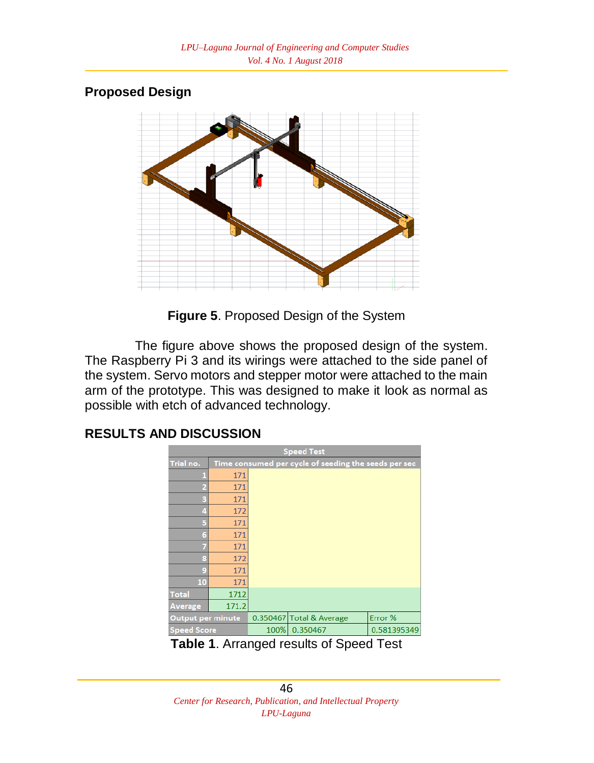## Proposed Design

Figure 5. Proposed Design of the System

The figure above shows the proposed design of the system. The Raspberry Pi 3 and its wirings were attached to the side panel of the system. Servo motors and stepper motor were attached to the main arm of the prototype. This was designed to make it look as normal as possible with etch of advanced technology.

## RESULTS AND DISCUSSION

| Speed Test | | | | |
|---|---|---|---|---|
| Trial no. | Time consumed per cycle of seeding the seeds per sec | | | |
| 1 | 171 | | | |
| 2 | 171 | | | |
| 3 | 171 | | | |
| 4 | 172 | | | |
| 5 | 171 | | | |
| 6 | 171 | | | |
| 7 | 171 | | | |
| 8 | 172 | | | |
| 9 | 171 | | | |
| 10 | 171 | | | |
| Total | 1712 | | | |
| Average | 171.2 | | | |
| Output per minute | | 0.350467 | Total & Average | Error % |
| Speed Score | | 100% | 0.350467 | 0.581395349 |

**Table 1**. Arranged results of Speed Test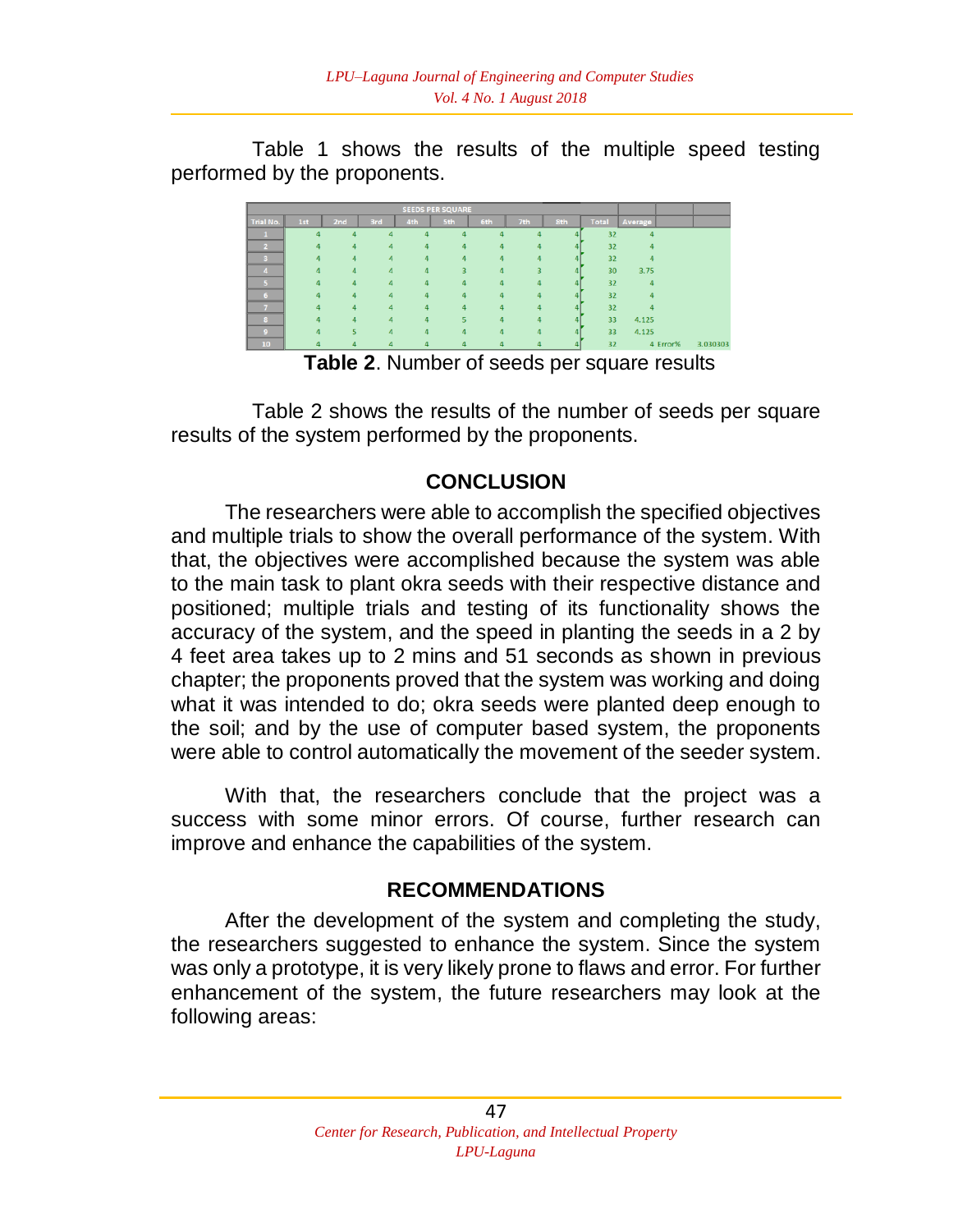Table 1 shows the results of the multiple speed testing performed by the proponents.

| SEEDS PER SQUARE | | | | | | | | | | | | |
|---|---|---|---|---|---|---|---|---|---|---|---|---|
| Trial No. | 1st | 2nd | 3rd | 4th | 5th | 6th | 7th | 8th | Total | Average | | |
| 1 | 4 | 4 | 4 | 4 | 4 | 4 | 4 | 4 | 32 | 4 | | |
| 2 | 4 | 4 | 4 | 4 | 4 | 4 | 4 | 4 | 32 | 4 | | |
| 3 | 4 | 4 | 4 | 4 | 4 | 4 | 4 | 4 | 32 | 4 | | |
| 4 | 4 | 4 | 4 | 4 | 3 | 4 | 3 | 4 | 30 | 3.75 | | |
| 5 | 4 | 4 | 4 | 4 | 4 | 4 | 4 | 4 | 32 | 4 | | |
| 6 | 4 | 4 | 4 | 4 | 4 | 4 | 4 | 4 | 32 | 4 | | |
| 7 | 4 | 4 | 4 | 4 | 4 | 4 | 4 | 4 | 32 | 4 | | |
| 8 | 4 | 4 | 4 | 4 | 5 | 4 | 4 | 4 | 33 | 4.125 | | |
| 9 | 4 | 5 | 4 | 4 | 4 | 4 | 4 | 4 | 33 | 4.125 | | |
| 10 | 4 | 4 | 4 | 4 | 4 | 4 | 4 | 4 | 32 | 4 | Error% | 3.030303 |

**Table 2**. Number of seeds per square results

Table 2 shows the results of the number of seeds per square results of the system performed by the proponents.

## CONCLUSION

The researchers were able to accomplish the specified objectives and multiple trials to show the overall performance of the system. With that, the objectives were accomplished because the system was able to the main task to plant okra seeds with their respective distance and positioned; multiple trials and testing of its functionality shows the accuracy of the system, and the speed in planting the seeds in a 2 by 4 feet area takes up to 2 mins and 51 seconds as shown in previous chapter; the proponents proved that the system was working and doing what it was intended to do; okra seeds were planted deep enough to the soil; and by the use of computer based system, the proponents were able to control automatically the movement of the seeder system.

With that, the researchers conclude that the project was a success with some minor errors. Of course, further research can improve and enhance the capabilities of the system.

## RECOMMENDATIONS

After the development of the system and completing the study, the researchers suggested to enhance the system. Since the system was only a prototype, it is very likely prone to flaws and error. For further enhancement of the system, the future researchers may look at the following areas: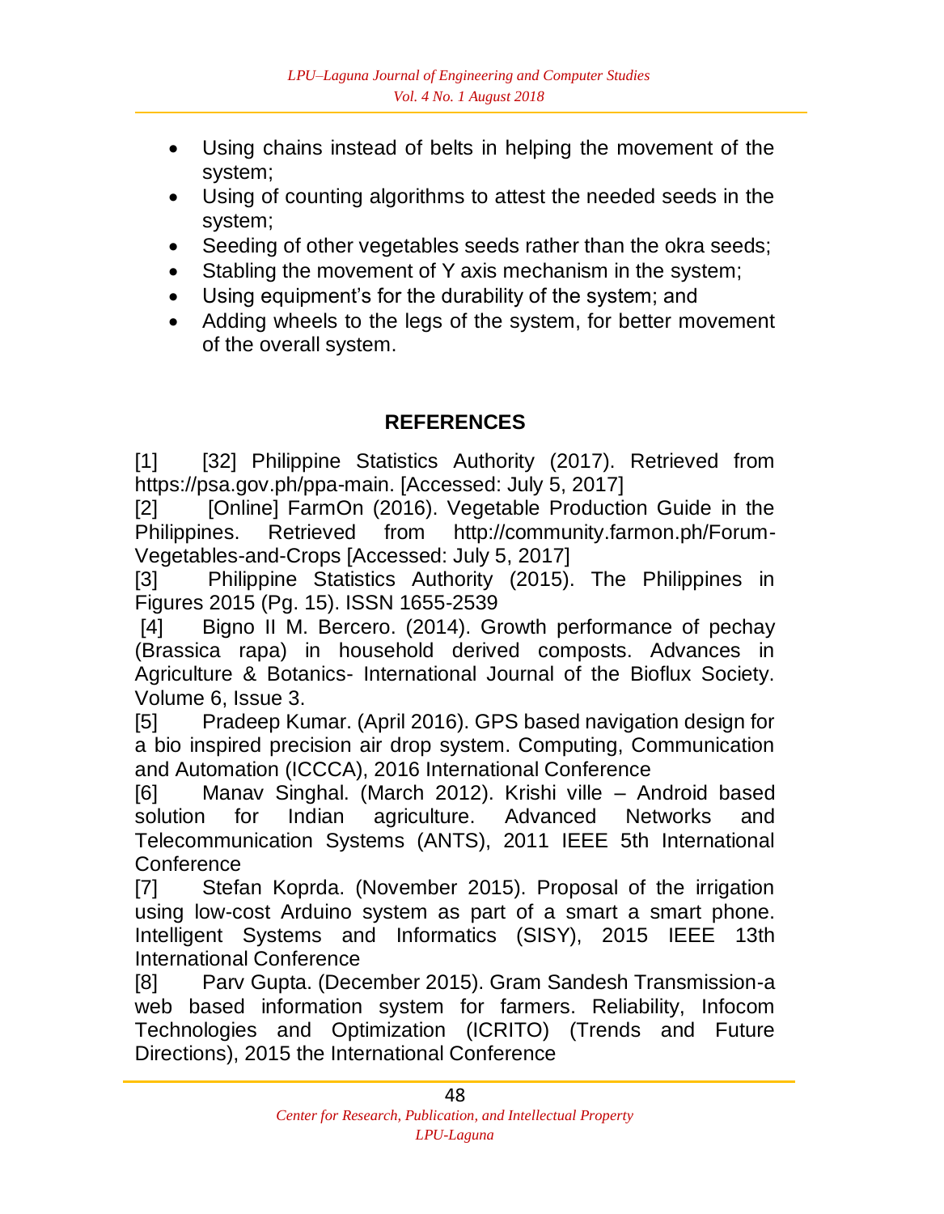- Using chains instead of belts in helping the movement of the system;
- Using of counting algorithms to attest the needed seeds in the system;
- Seeding of other vegetables seeds rather than the okra seeds;
- Stabling the movement of Y axis mechanism in the system;
- Using equipment's for the durability of the system; and
- Adding wheels to the legs of the system, for better movement of the overall system.

## REFERENCES

[1] [32] Philippine Statistics Authority (2017). Retrieved from https://psa.gov.ph/ppa-main. [Accessed: July 5, 2017]

[2] [Online] FarmOn (2016). Vegetable Production Guide in the Philippines. Retrieved from http://community.farmon.ph/Forum-Vegetables-and-Crops [Accessed: July 5, 2017]

[3] Philippine Statistics Authority (2015). The Philippines in Figures 2015 (Pg. 15). ISSN 1655-2539

[4] Bigno II M. Bercero. (2014). Growth performance of pechay (Brassica rapa) in household derived composts. Advances in Agriculture & Botanics- International Journal of the Bioflux Society. Volume 6, Issue 3.

[5] Pradeep Kumar. (April 2016). GPS based navigation design for a bio inspired precision air drop system. Computing, Communication and Automation (ICCCA), 2016 International Conference

[6] Manav Singhal. (March 2012). Krishi ville – Android based solution for Indian agriculture. Advanced Networks and Telecommunication Systems (ANTS), 2011 IEEE 5th International Conference

[7] Stefan Koprda. (November 2015). Proposal of the irrigation using low-cost Arduino system as part of a smart a smart phone. Intelligent Systems and Informatics (SISY), 2015 IEEE 13th International Conference

[8] Parv Gupta. (December 2015). Gram Sandesh Transmission-a web based information system for farmers. Reliability, Infocom Technologies and Optimization (ICRITO) (Trends and Future Directions), 2015 the International Conference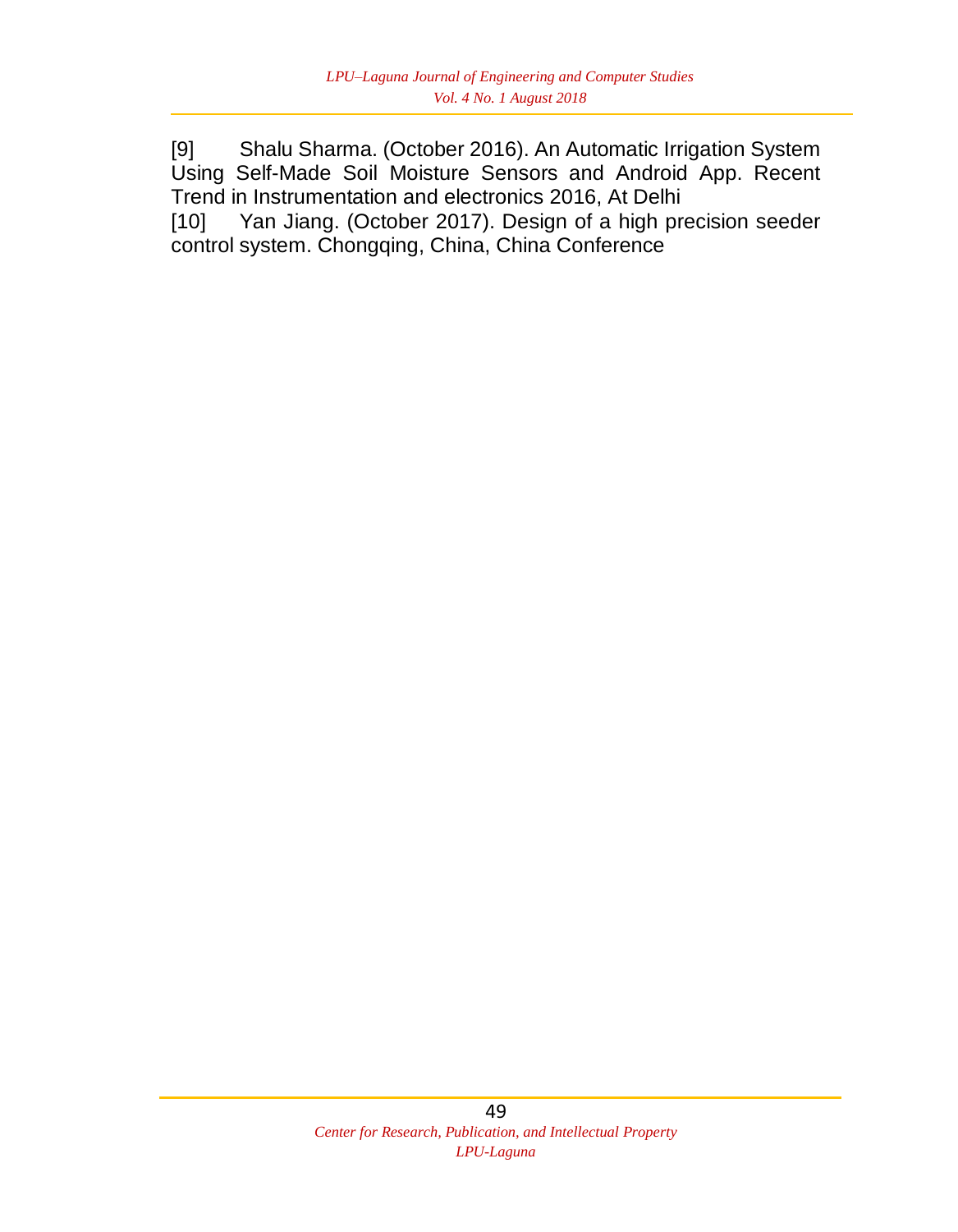[9] Shalu Sharma. (October 2016). An Automatic Irrigation System Using Self-Made Soil Moisture Sensors and Android App. Recent Trend in Instrumentation and electronics 2016, At Delhi

[10] Yan Jiang. (October 2017). Design of a high precision seeder control system. Chongqing, China, China Conference